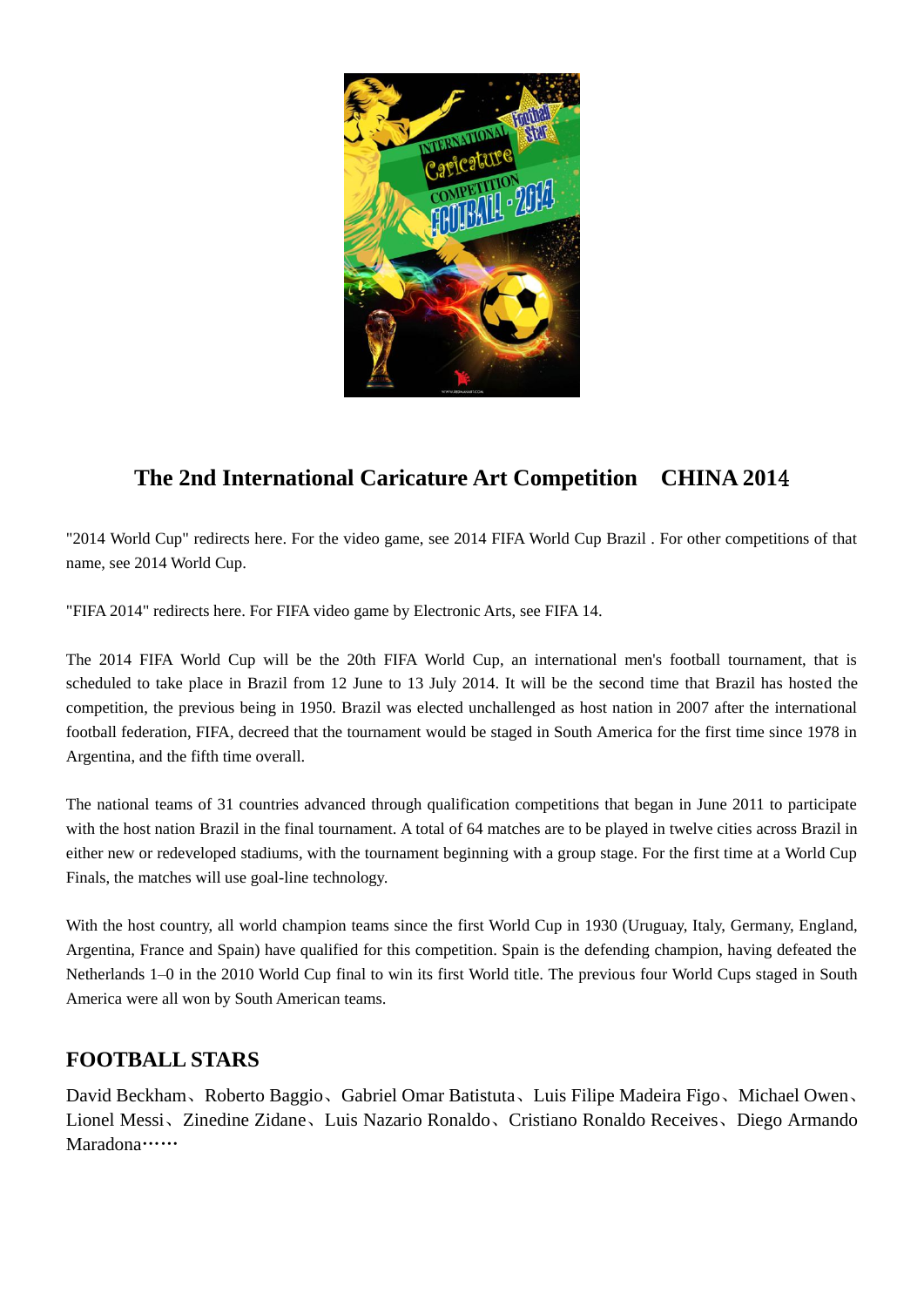## The 2nd International Caricature Art Competition　CHINA 2014

"2014 World Cup" redirects here. For the video game, see 2014 FIFA World Cup Brazil . For other competitions of that name, see 2014 World Cup.

"FIFA 2014" redirects here. For FIFA video game by Electronic Arts, see FIFA 14.

The 2014 FIFA World Cup will be the 20th FIFA World Cup, an international men's football tournament, that is scheduled to take place in Brazil from 12 June to 13 July 2014. It will be the second time that Brazil has hosted the competition, the previous being in 1950. Brazil was elected unchallenged as host nation in 2007 after the international football federation, FIFA, decreed that the tournament would be staged in South America for the first time since 1978 in Argentina, and the fifth time overall.

The national teams of 31 countries advanced through qualification competitions that began in June 2011 to participate with the host nation Brazil in the final tournament. A total of 64 matches are to be played in twelve cities across Brazil in either new or redeveloped stadiums, with the tournament beginning with a group stage. For the first time at a World Cup Finals, the matches will use goal-line technology.

With the host country, all world champion teams since the first World Cup in 1930 (Uruguay, Italy, Germany, England, Argentina, France and Spain) have qualified for this competition. Spain is the defending champion, having defeated the Netherlands 1–0 in the 2010 World Cup final to win its first World title. The previous four World Cups staged in South America were all won by South American teams.

### FOOTBALL STARS

David Beckham、Roberto Baggio、Gabriel Omar Batistuta、Luis Filipe Madeira Figo、Michael Owen、Lionel Messi、Zinedine Zidane、Luis Nazario Ronaldo、Cristiano Ronaldo Receives、Diego Armando Maradona……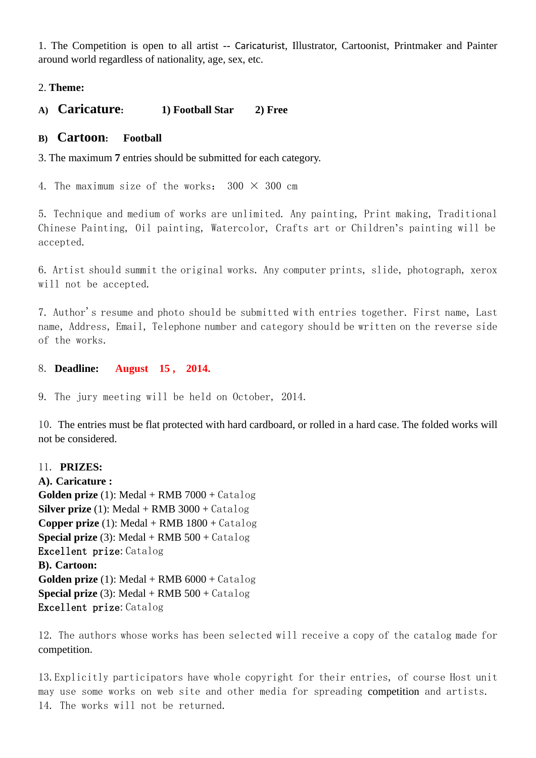1. The Competition is open to all artist -- Caricaturist, Illustrator, Cartoonist, Printmaker and Painter around world regardless of nationality, age, sex, etc.

2. **Theme:**

**A) Caricature:** **1) Football Star** **2) Free**

**B) Cartoon:** **Football**

3. The maximum **7** entries should be submitted for each category.

4. The maximum size of the works: 300 × 300 cm

5. Technique and medium of works are unlimited. Any painting, Print making, Traditional Chinese Painting, Oil painting, Watercolor, Crafts art or Children's painting will be accepted.

6. Artist should summit the original works. Any computer prints, slide, photograph, xerox will not be accepted.

7. Author's resume and photo should be submitted with entries together. First name, Last name, Address, Email, Telephone number and category should be written on the reverse side of the works.

8. **Deadline:** **August 15 , 2014.**

9. The jury meeting will be held on October, 2014.

10. The entries must be flat protected with hard cardboard, or rolled in a hard case. The folded works will not be considered.

11. **PRIZES:**

**A). Caricature :**

**Golden prize** (1): Medal + RMB 7000 + Catalog
**Silver prize** (1): Medal + RMB 3000 + Catalog
**Copper prize** (1): Medal + RMB 1800 + Catalog
**Special prize** (3): Medal + RMB 500 + Catalog
**Excellent prize**: Catalog

**B). Cartoon:**

**Golden prize** (1): Medal + RMB 6000 + Catalog
**Special prize** (3): Medal + RMB 500 + Catalog
**Excellent prize**: Catalog

12. The authors whose works has been selected will receive a copy of the catalog made for competition.

13. Explicitly participators have whole copyright for their entries, of course Host unit may use some works on web site and other media for spreading competition and artists.

14. The works will not be returned.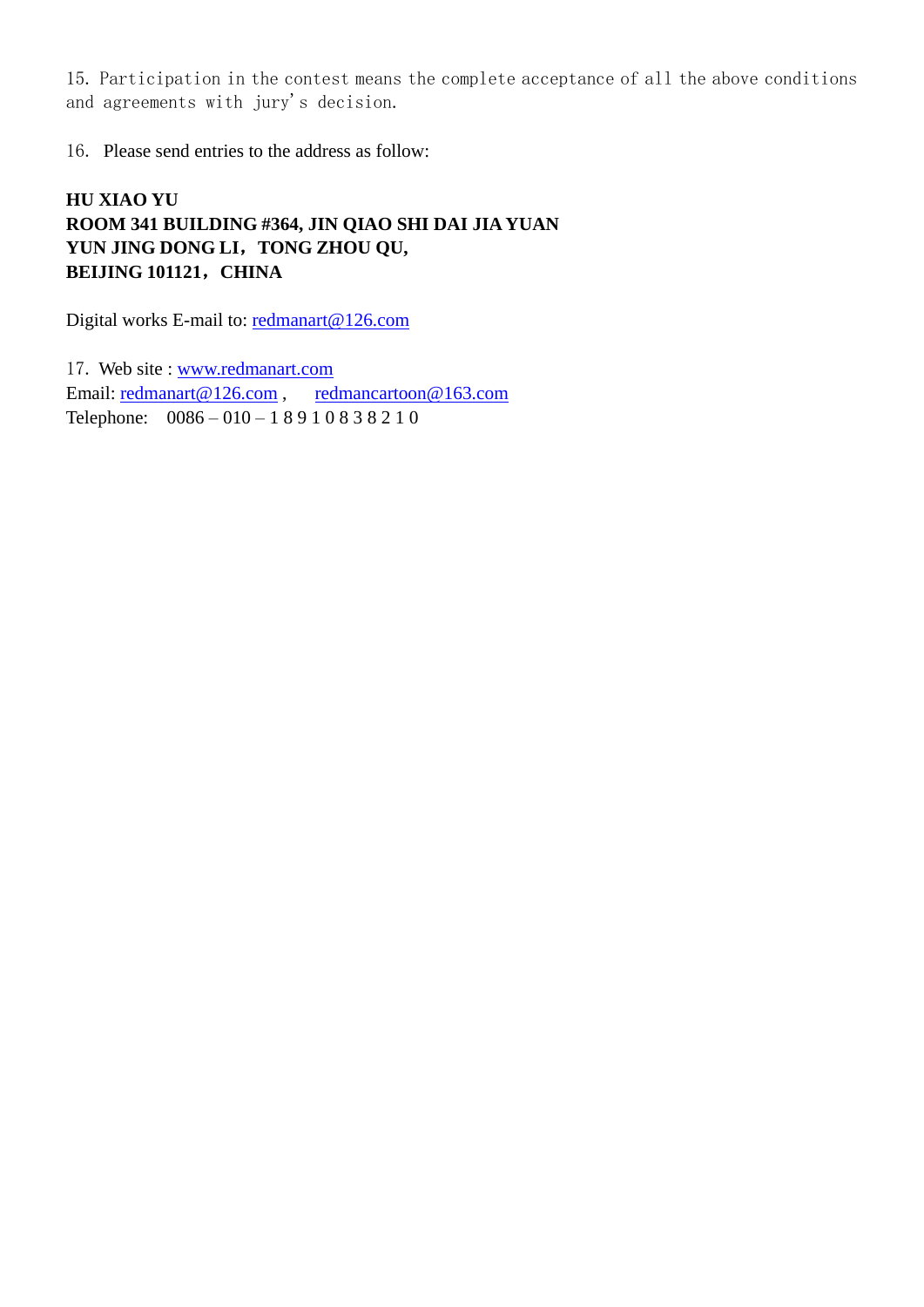15. Participation in the contest means the complete acceptance of all the above conditions and agreements with jury's decision.

16. Please send entries to the address as follow:

**HU XIAO YU**
**ROOM 341 BUILDING #364, JIN QIAO SHI DAI JIA YUAN**
**YUN JING DONG LI，TONG ZHOU QU,**
**BEIJING 101121，CHINA**

Digital works E-mail to: redmanart@126.com

17. Web site : www.redmanart.com
Email: redmanart@126.com , redmancartoon@163.com
Telephone: 0086 – 010 – 1 8 9 1 0 8 3 8 2 1 0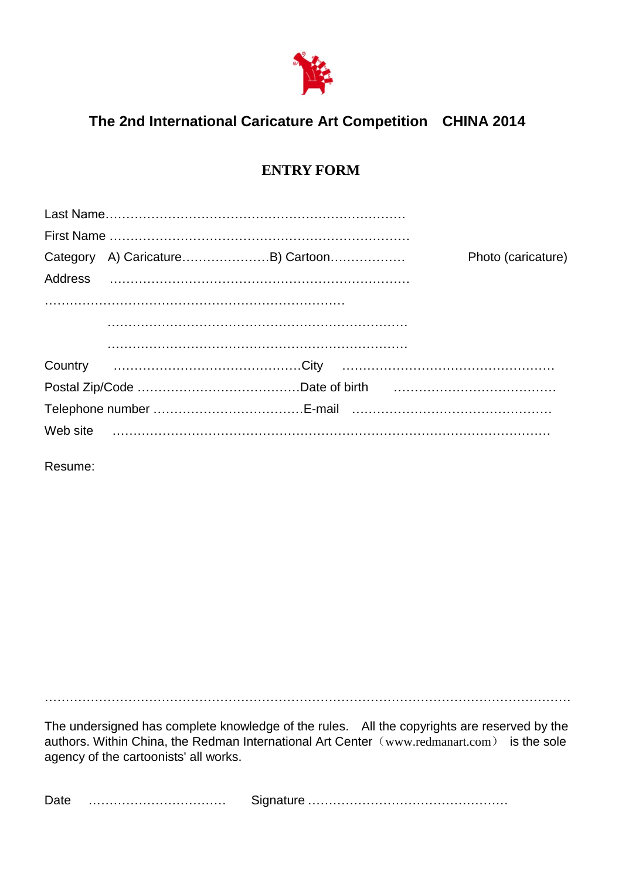## The 2nd International Caricature Art Competition CHINA 2014

### ENTRY FORM

Last Name……………………………………………………………

First Name ……………………………………………………………

Category A) Caricature…………………B) Cartoon……………… Photo (caricature)

Address ……………………………………………………………

……………………………………………………………

……………………………………………………………

……………………………………………………………

Country ………………………………………City ……………………………………………

Postal Zip/Code …………………………………Date of birth …………………………………

Telephone number ………………………………E-mail …………………………………………

Web site ………………………………………………………………………………………

Resume:

………………………………………………………………………………………………………

The undersigned has complete knowledge of the rules. All the copyrights are reserved by the authors. Within China, the Redman International Art Center（www.redmanart.com） is the sole agency of the cartoonists' all works.

Date …………………………… Signature …………………………………………